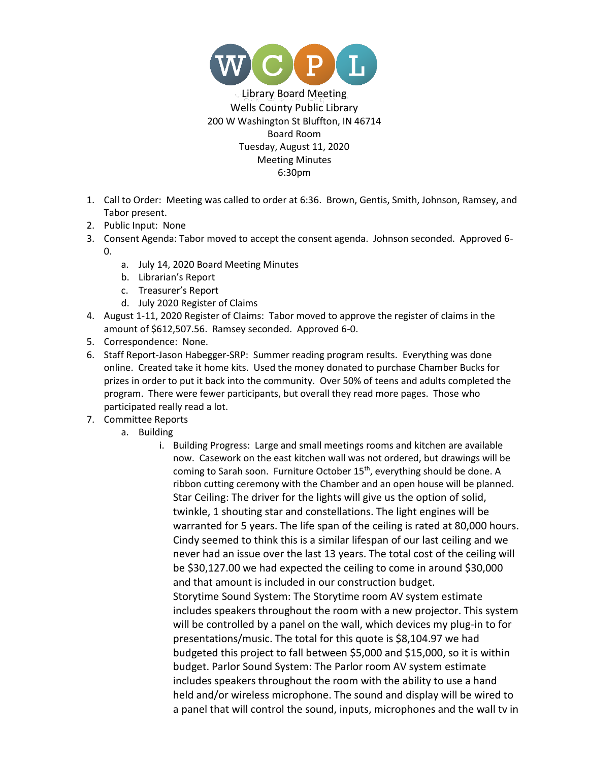WCPL

Library Board Meeting
Wells County Public Library
200 W Washington St Bluffton, IN 46714
Board Room
Tuesday, August 11, 2020
Meeting Minutes
6:30pm

1. Call to Order: Meeting was called to order at 6:36. Brown, Gentis, Smith, Johnson, Ramsey, and Tabor present.
2. Public Input: None
3. Consent Agenda: Tabor moved to accept the consent agenda. Johnson seconded. Approved 6-0.
   a. July 14, 2020 Board Meeting Minutes
   b. Librarian's Report
   c. Treasurer's Report
   d. July 2020 Register of Claims
4. August 1-11, 2020 Register of Claims: Tabor moved to approve the register of claims in the amount of $612,507.56. Ramsey seconded. Approved 6-0.
5. Correspondence: None.
6. Staff Report-Jason Habegger-SRP: Summer reading program results. Everything was done online. Created take it home kits. Used the money donated to purchase Chamber Bucks for prizes in order to put it back into the community. Over 50% of teens and adults completed the program. There were fewer participants, but overall they read more pages. Those who participated really read a lot.
7. Committee Reports
   a. Building
      i. Building Progress: Large and small meetings rooms and kitchen are available now. Casework on the east kitchen wall was not ordered, but drawings will be coming to Sarah soon. Furniture October 15th, everything should be done. A ribbon cutting ceremony with the Chamber and an open house will be planned. Star Ceiling: The driver for the lights will give us the option of solid, twinkle, 1 shouting star and constellations. The light engines will be warranted for 5 years. The life span of the ceiling is rated at 80,000 hours. Cindy seemed to think this is a similar lifespan of our last ceiling and we never had an issue over the last 13 years. The total cost of the ceiling will be $30,127.00 we had expected the ceiling to come in around $30,000 and that amount is included in our construction budget. Storytime Sound System: The Storytime room AV system estimate includes speakers throughout the room with a new projector. This system will be controlled by a panel on the wall, which devices my plug-in to for presentations/music. The total for this quote is $8,104.97 we had budgeted this project to fall between $5,000 and $15,000, so it is within budget. Parlor Sound System: The Parlor room AV system estimate includes speakers throughout the room with the ability to use a hand held and/or wireless microphone. The sound and display will be wired to a panel that will control the sound, inputs, microphones and the wall tv in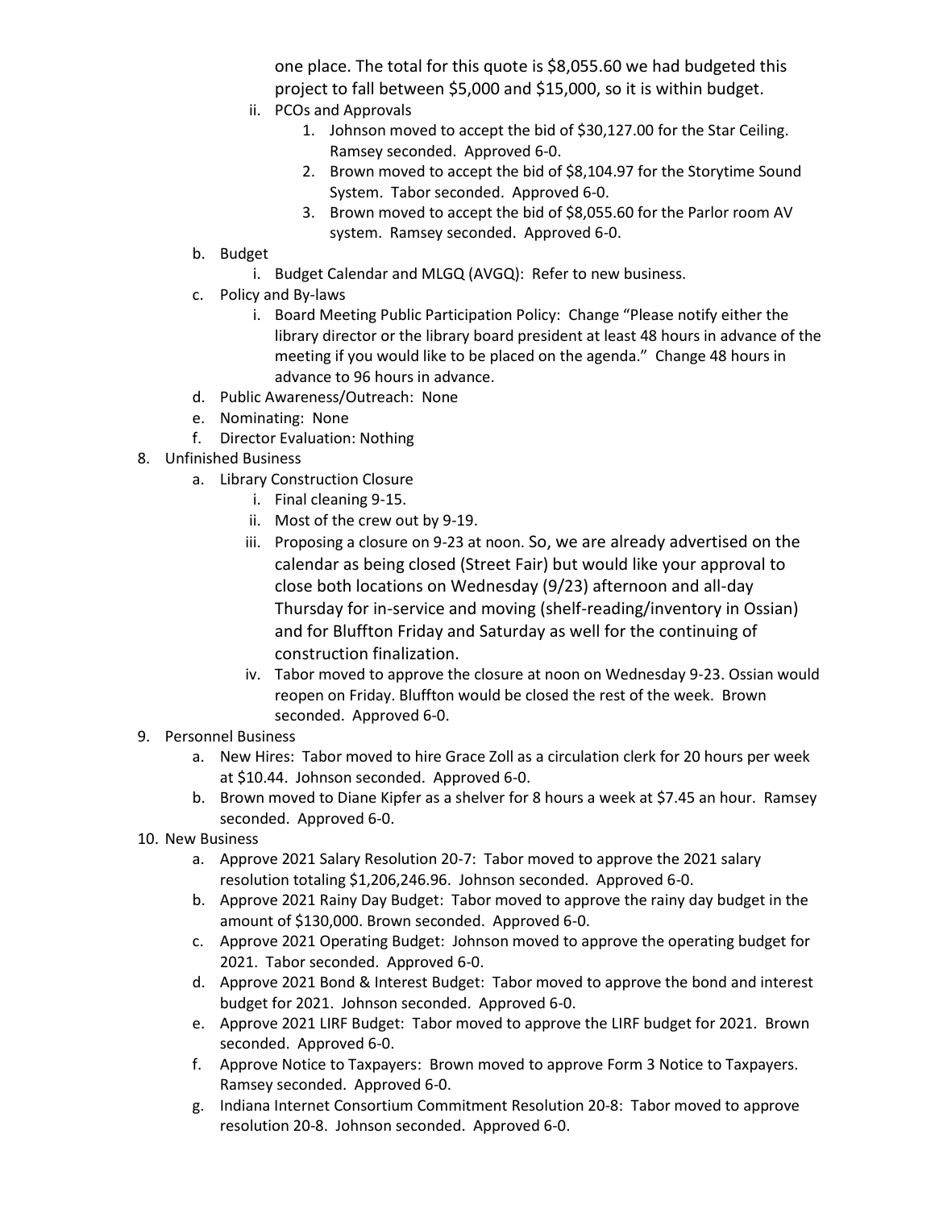one place. The total for this quote is $8,055.60 we had budgeted this project to fall between $5,000 and $15,000, so it is within budget.

   ii. PCOs and Approvals
      1. Johnson moved to accept the bid of $30,127.00 for the Star Ceiling. Ramsey seconded. Approved 6-0.
      2. Brown moved to accept the bid of $8,104.97 for the Storytime Sound System. Tabor seconded. Approved 6-0.
      3. Brown moved to accept the bid of $8,055.60 for the Parlor room AV system. Ramsey seconded. Approved 6-0.

b. Budget
   i. Budget Calendar and MLGQ (AVGQ): Refer to new business.

c. Policy and By-laws
   i. Board Meeting Public Participation Policy: Change "Please notify either the library director or the library board president at least 48 hours in advance of the meeting if you would like to be placed on the agenda." Change 48 hours in advance to 96 hours in advance.

d. Public Awareness/Outreach: None

e. Nominating: None

f. Director Evaluation: Nothing

8. Unfinished Business
   a. Library Construction Closure
      i. Final cleaning 9-15.
      ii. Most of the crew out by 9-19.
      iii. Proposing a closure on 9-23 at noon. So, we are already advertised on the calendar as being closed (Street Fair) but would like your approval to close both locations on Wednesday (9/23) afternoon and all-day Thursday for in-service and moving (shelf-reading/inventory in Ossian) and for Bluffton Friday and Saturday as well for the continuing of construction finalization.
      iv. Tabor moved to approve the closure at noon on Wednesday 9-23. Ossian would reopen on Friday. Bluffton would be closed the rest of the week. Brown seconded. Approved 6-0.

9. Personnel Business
   a. New Hires: Tabor moved to hire Grace Zoll as a circulation clerk for 20 hours per week at $10.44. Johnson seconded. Approved 6-0.
   b. Brown moved to Diane Kipfer as a shelver for 8 hours a week at $7.45 an hour. Ramsey seconded. Approved 6-0.

10. New Business
   a. Approve 2021 Salary Resolution 20-7: Tabor moved to approve the 2021 salary resolution totaling $1,206,246.96. Johnson seconded. Approved 6-0.
   b. Approve 2021 Rainy Day Budget: Tabor moved to approve the rainy day budget in the amount of $130,000. Brown seconded. Approved 6-0.
   c. Approve 2021 Operating Budget: Johnson moved to approve the operating budget for 2021. Tabor seconded. Approved 6-0.
   d. Approve 2021 Bond & Interest Budget: Tabor moved to approve the bond and interest budget for 2021. Johnson seconded. Approved 6-0.
   e. Approve 2021 LIRF Budget: Tabor moved to approve the LIRF budget for 2021. Brown seconded. Approved 6-0.
   f. Approve Notice to Taxpayers: Brown moved to approve Form 3 Notice to Taxpayers. Ramsey seconded. Approved 6-0.
   g. Indiana Internet Consortium Commitment Resolution 20-8: Tabor moved to approve resolution 20-8. Johnson seconded. Approved 6-0.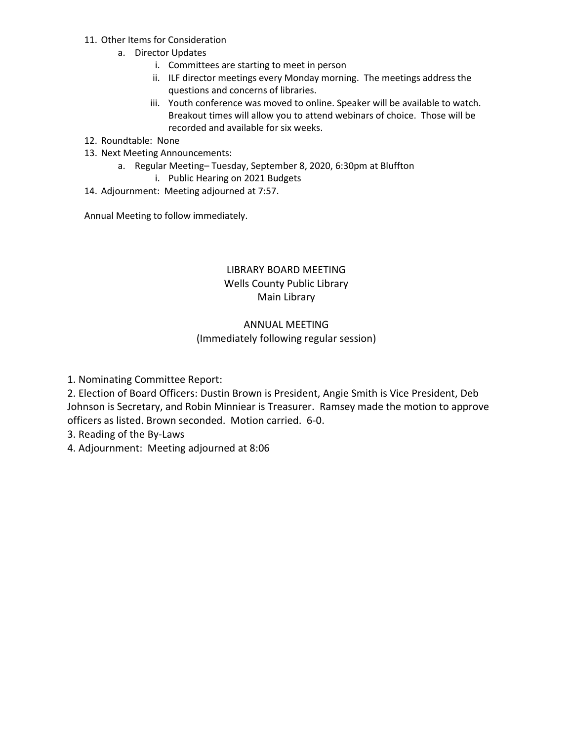11. Other Items for Consideration
    a. Director Updates
        i. Committees are starting to meet in person
        ii. ILF director meetings every Monday morning. The meetings address the questions and concerns of libraries.
        iii. Youth conference was moved to online. Speaker will be available to watch. Breakout times will allow you to attend webinars of choice. Those will be recorded and available for six weeks.
12. Roundtable: None
13. Next Meeting Announcements:
    a. Regular Meeting– Tuesday, September 8, 2020, 6:30pm at Bluffton
        i. Public Hearing on 2021 Budgets
14. Adjournment: Meeting adjourned at 7:57.

Annual Meeting to follow immediately.

LIBRARY BOARD MEETING
Wells County Public Library
Main Library

ANNUAL MEETING
(Immediately following regular session)

1. Nominating Committee Report:
2. Election of Board Officers: Dustin Brown is President, Angie Smith is Vice President, Deb Johnson is Secretary, and Robin Minniear is Treasurer. Ramsey made the motion to approve officers as listed. Brown seconded. Motion carried. 6-0.
3. Reading of the By-Laws
4. Adjournment: Meeting adjourned at 8:06